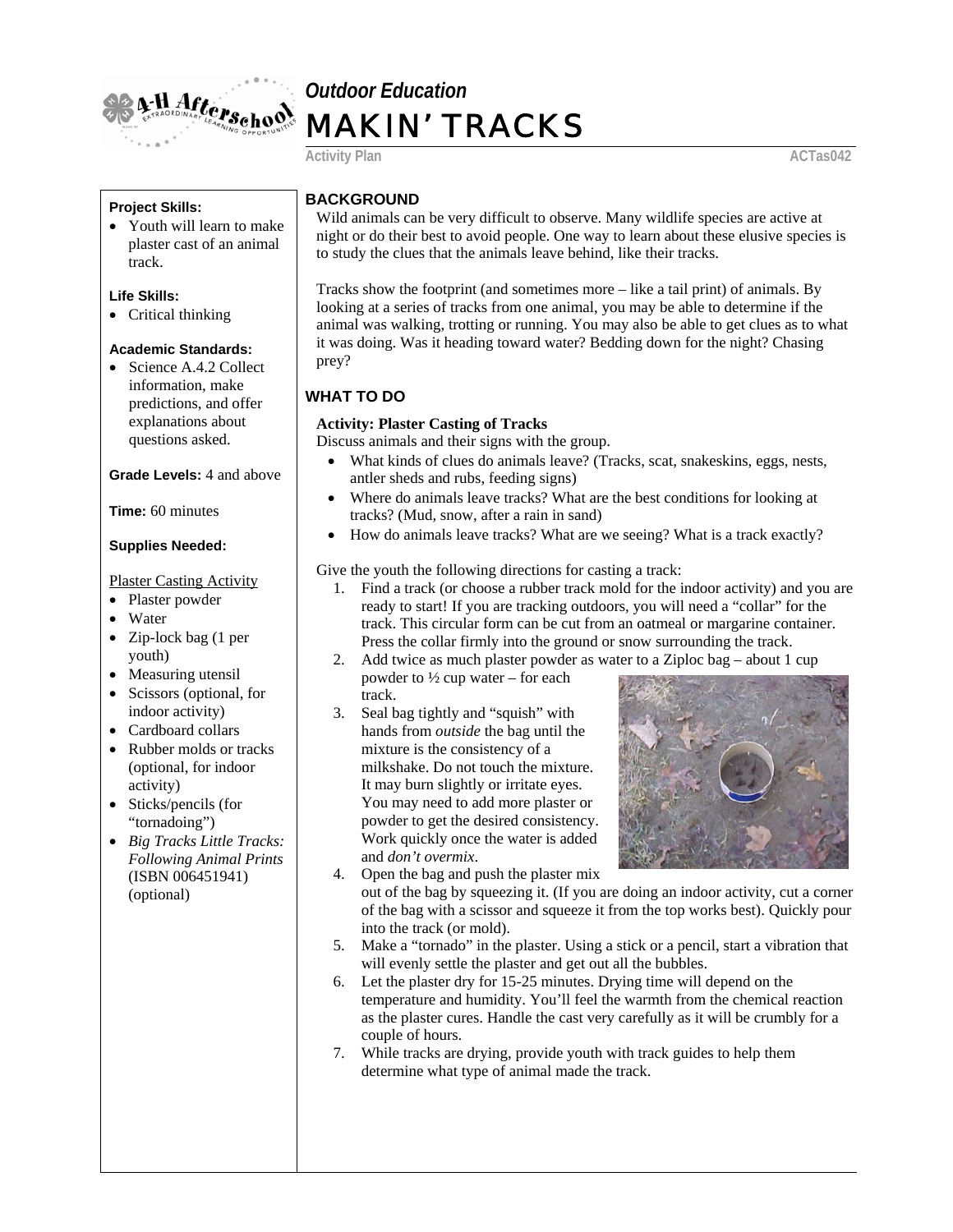# Outdoor Education

# MAKIN' TRACKS

Activity Plan ACTas042

**Project Skills:**

- Youth will learn to make plaster cast of an animal track.

**Life Skills:**

- Critical thinking

**Academic Standards:**

- Science A.4.2 Collect information, make predictions, and offer explanations about questions asked.

**Grade Levels:** 4 and above

**Time:** 60 minutes

**Supplies Needed:**

Plaster Casting Activity

- Plaster powder
- Water
- Zip-lock bag (1 per youth)
- Measuring utensil
- Scissors (optional, for indoor activity)
- Cardboard collars
- Rubber molds or tracks (optional, for indoor activity)
- Sticks/pencils (for "tornadoing")
- *Big Tracks Little Tracks: Following Animal Prints* (ISBN 006451941) (optional)

## BACKGROUND

Wild animals can be very difficult to observe. Many wildlife species are active at night or do their best to avoid people. One way to learn about these elusive species is to study the clues that the animals leave behind, like their tracks.

Tracks show the footprint (and sometimes more – like a tail print) of animals. By looking at a series of tracks from one animal, you may be able to determine if the animal was walking, trotting or running. You may also be able to get clues as to what it was doing. Was it heading toward water? Bedding down for the night? Chasing prey?

## WHAT TO DO

**Activity: Plaster Casting of Tracks**

Discuss animals and their signs with the group.

- What kinds of clues do animals leave? (Tracks, scat, snakeskins, eggs, nests, antler sheds and rubs, feeding signs)
- Where do animals leave tracks? What are the best conditions for looking at tracks? (Mud, snow, after a rain in sand)
- How do animals leave tracks? What are we seeing? What is a track exactly?

Give the youth the following directions for casting a track:

1. Find a track (or choose a rubber track mold for the indoor activity) and you are ready to start! If you are tracking outdoors, you will need a "collar" for the track. This circular form can be cut from an oatmeal or margarine container. Press the collar firmly into the ground or snow surrounding the track.
2. Add twice as much plaster powder as water to a Ziploc bag – about 1 cup powder to ½ cup water – for each track.
3. Seal bag tightly and "squish" with hands from *outside* the bag until the mixture is the consistency of a milkshake. Do not touch the mixture. It may burn slightly or irritate eyes. You may need to add more plaster or powder to get the desired consistency. Work quickly once the water is added and *don't overmix*.
4. Open the bag and push the plaster mix out of the bag by squeezing it. (If you are doing an indoor activity, cut a corner of the bag with a scissor and squeeze it from the top works best). Quickly pour into the track (or mold).
5. Make a "tornado" in the plaster. Using a stick or a pencil, start a vibration that will evenly settle the plaster and get out all the bubbles.
6. Let the plaster dry for 15-25 minutes. Drying time will depend on the temperature and humidity. You'll feel the warmth from the chemical reaction as the plaster cures. Handle the cast very carefully as it will be crumbly for a couple of hours.
7. While tracks are drying, provide youth with track guides to help them determine what type of animal made the track.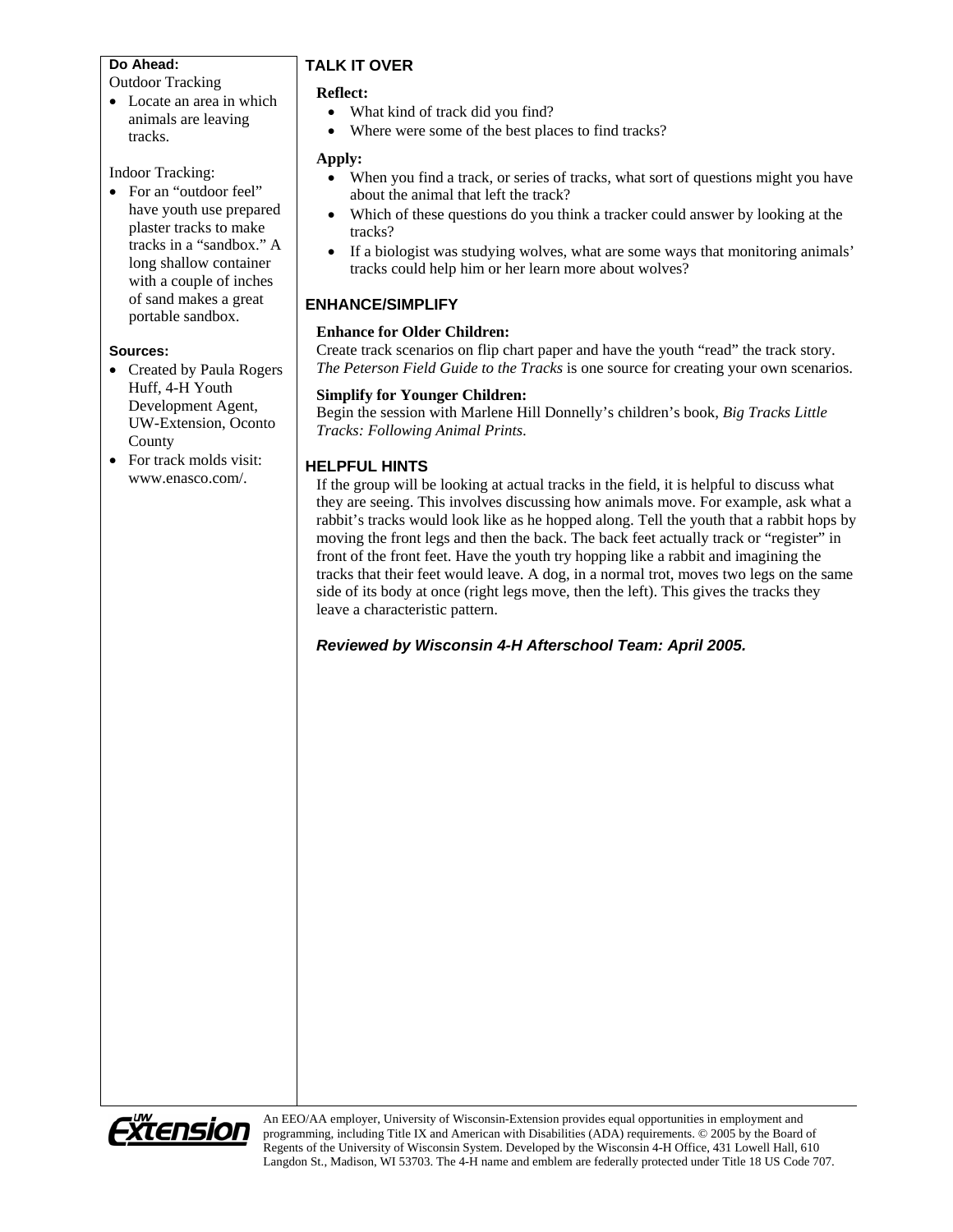**Do Ahead:**

Outdoor Tracking

- Locate an area in which animals are leaving tracks.

Indoor Tracking:

- For an "outdoor feel" have youth use prepared plaster tracks to make tracks in a "sandbox." A long shallow container with a couple of inches of sand makes a great portable sandbox.

**Sources:**

- Created by Paula Rogers Huff, 4-H Youth Development Agent, UW-Extension, Oconto County
- For track molds visit: www.enasco.com/.

## TALK IT OVER

**Reflect:**

- What kind of track did you find?
- Where were some of the best places to find tracks?

**Apply:**

- When you find a track, or series of tracks, what sort of questions might you have about the animal that left the track?
- Which of these questions do you think a tracker could answer by looking at the tracks?
- If a biologist was studying wolves, what are some ways that monitoring animals' tracks could help him or her learn more about wolves?

## ENHANCE/SIMPLIFY

**Enhance for Older Children:**

Create track scenarios on flip chart paper and have the youth "read" the track story. *The Peterson Field Guide to the Tracks* is one source for creating your own scenarios.

**Simplify for Younger Children:**

Begin the session with Marlene Hill Donnelly's children's book, *Big Tracks Little Tracks: Following Animal Prints*.

## HELPFUL HINTS

If the group will be looking at actual tracks in the field, it is helpful to discuss what they are seeing. This involves discussing how animals move. For example, ask what a rabbit's tracks would look like as he hopped along. Tell the youth that a rabbit hops by moving the front legs and then the back. The back feet actually track or "register" in front of the front feet. Have the youth try hopping like a rabbit and imagining the tracks that their feet would leave. A dog, in a normal trot, moves two legs on the same side of its body at once (right legs move, then the left). This gives the tracks they leave a characteristic pattern.

***Reviewed by Wisconsin 4-H Afterschool Team: April 2005.***

An EEO/AA employer, University of Wisconsin-Extension provides equal opportunities in employment and programming, including Title IX and American with Disabilities (ADA) requirements. © 2005 by the Board of Regents of the University of Wisconsin System. Developed by the Wisconsin 4-H Office, 431 Lowell Hall, 610 Langdon St., Madison, WI 53703. The 4-H name and emblem are federally protected under Title 18 US Code 707.